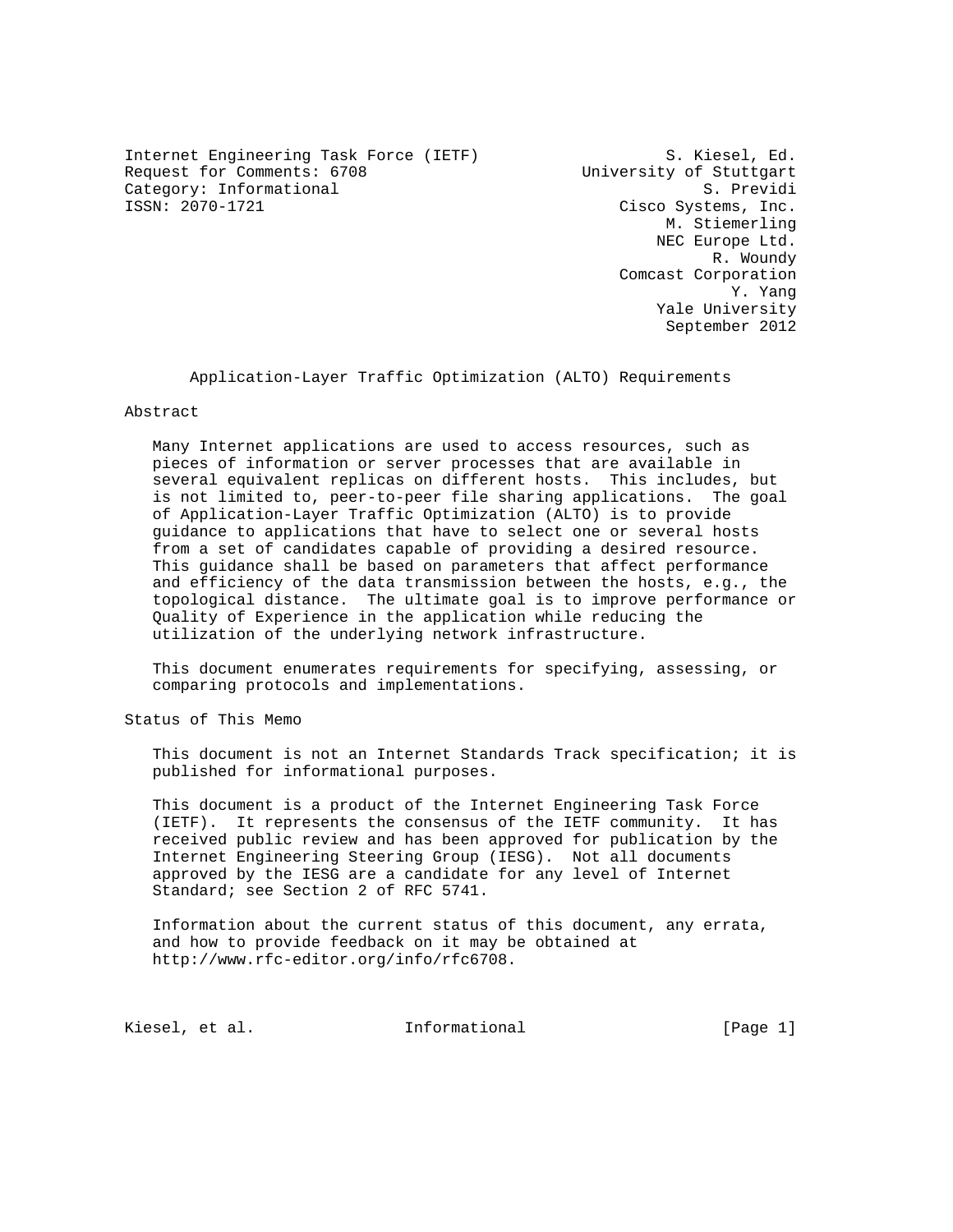Internet Engineering Task Force (IETF) S. Kiesel, Ed.
Request for Comments: 6708 University of Stuttgart
Category: Informational S. Previdi
ISSN: 2070-1721 Cisco Systems, Inc.
M. Stiemerling
NEC Europe Ltd.
R. Woundy
Comcast Corporation
Y. Yang
Yale University
September 2012

# Application-Layer Traffic Optimization (ALTO) Requirements

## Abstract

Many Internet applications are used to access resources, such as pieces of information or server processes that are available in several equivalent replicas on different hosts. This includes, but is not limited to, peer-to-peer file sharing applications. The goal of Application-Layer Traffic Optimization (ALTO) is to provide guidance to applications that have to select one or several hosts from a set of candidates capable of providing a desired resource. This guidance shall be based on parameters that affect performance and efficiency of the data transmission between the hosts, e.g., the topological distance. The ultimate goal is to improve performance or Quality of Experience in the application while reducing the utilization of the underlying network infrastructure.

This document enumerates requirements for specifying, assessing, or comparing protocols and implementations.

## Status of This Memo

This document is not an Internet Standards Track specification; it is published for informational purposes.

This document is a product of the Internet Engineering Task Force (IETF). It represents the consensus of the IETF community. It has received public review and has been approved for publication by the Internet Engineering Steering Group (IESG). Not all documents approved by the IESG are a candidate for any level of Internet Standard; see Section 2 of RFC 5741.

Information about the current status of this document, any errata, and how to provide feedback on it may be obtained at http://www.rfc-editor.org/info/rfc6708.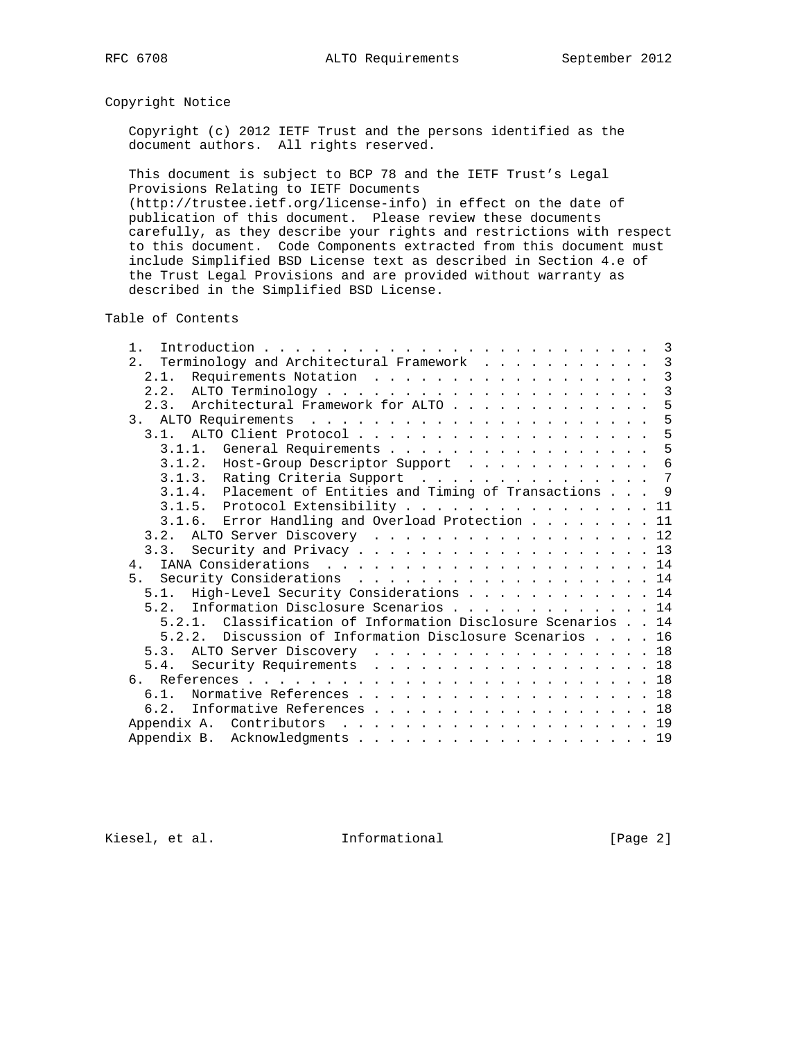## Copyright Notice

Copyright (c) 2012 IETF Trust and the persons identified as the document authors. All rights reserved.

This document is subject to BCP 78 and the IETF Trust's Legal Provisions Relating to IETF Documents (http://trustee.ietf.org/license-info) in effect on the date of publication of this document. Please review these documents carefully, as they describe your rights and restrictions with respect to this document. Code Components extracted from this document must include Simplified BSD License text as described in Section 4.e of the Trust Legal Provisions and are provided without warranty as described in the Simplified BSD License.

## Table of Contents

```
   1.  Introduction . . . . . . . . . . . . . . . . . . . . . . . . .  3
   2.  Terminology and Architectural Framework  . . . . . . . . . . .  3
     2.1.  Requirements Notation  . . . . . . . . . . . . . . . . . .  3
     2.2.  ALTO Terminology . . . . . . . . . . . . . . . . . . . . .  3
     2.3.  Architectural Framework for ALTO . . . . . . . . . . . . .  5
   3.  ALTO Requirements  . . . . . . . . . . . . . . . . . . . . . .  5
     3.1.  ALTO Client Protocol . . . . . . . . . . . . . . . . . . .  5
       3.1.1.  General Requirements . . . . . . . . . . . . . . . . .  5
       3.1.2.  Host-Group Descriptor Support  . . . . . . . . . . . .  6
       3.1.3.  Rating Criteria Support  . . . . . . . . . . . . . . .  7
       3.1.4.  Placement of Entities and Timing of Transactions . . .  9
       3.1.5.  Protocol Extensibility . . . . . . . . . . . . . . . . 11
       3.1.6.  Error Handling and Overload Protection . . . . . . . . 11
     3.2.  ALTO Server Discovery  . . . . . . . . . . . . . . . . . . 12
     3.3.  Security and Privacy . . . . . . . . . . . . . . . . . . . 13
   4.  IANA Considerations  . . . . . . . . . . . . . . . . . . . . . 14
   5.  Security Considerations  . . . . . . . . . . . . . . . . . . . 14
     5.1.  High-Level Security Considerations . . . . . . . . . . . . 14
     5.2.  Information Disclosure Scenarios . . . . . . . . . . . . . 14
       5.2.1.  Classification of Information Disclosure Scenarios . . 14
       5.2.2.  Discussion of Information Disclosure Scenarios . . . . 16
     5.3.  ALTO Server Discovery  . . . . . . . . . . . . . . . . . . 18
     5.4.  Security Requirements  . . . . . . . . . . . . . . . . . . 18
   6.  References . . . . . . . . . . . . . . . . . . . . . . . . . . 18
     6.1.  Normative References . . . . . . . . . . . . . . . . . . . 18
     6.2.  Informative References . . . . . . . . . . . . . . . . . . 18
   Appendix A.  Contributors  . . . . . . . . . . . . . . . . . . . . 19
   Appendix B.  Acknowledgments . . . . . . . . . . . . . . . . . . . 19
```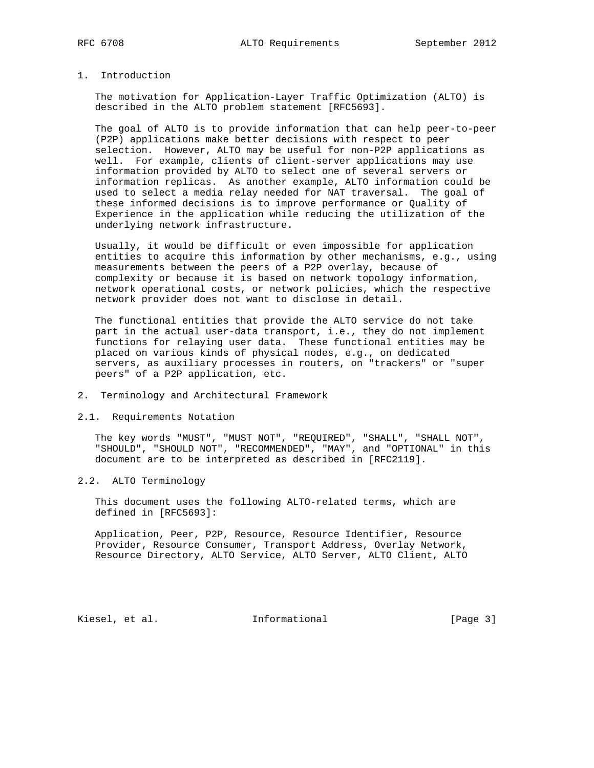# 1. Introduction

The motivation for Application-Layer Traffic Optimization (ALTO) is described in the ALTO problem statement [RFC5693].

The goal of ALTO is to provide information that can help peer-to-peer (P2P) applications make better decisions with respect to peer selection. However, ALTO may be useful for non-P2P applications as well. For example, clients of client-server applications may use information provided by ALTO to select one of several servers or information replicas. As another example, ALTO information could be used to select a media relay needed for NAT traversal. The goal of these informed decisions is to improve performance or Quality of Experience in the application while reducing the utilization of the underlying network infrastructure.

Usually, it would be difficult or even impossible for application entities to acquire this information by other mechanisms, e.g., using measurements between the peers of a P2P overlay, because of complexity or because it is based on network topology information, network operational costs, or network policies, which the respective network provider does not want to disclose in detail.

The functional entities that provide the ALTO service do not take part in the actual user-data transport, i.e., they do not implement functions for relaying user data. These functional entities may be placed on various kinds of physical nodes, e.g., on dedicated servers, as auxiliary processes in routers, on "trackers" or "super peers" of a P2P application, etc.

# 2. Terminology and Architectural Framework

## 2.1. Requirements Notation

The key words "MUST", "MUST NOT", "REQUIRED", "SHALL", "SHALL NOT", "SHOULD", "SHOULD NOT", "RECOMMENDED", "MAY", and "OPTIONAL" in this document are to be interpreted as described in [RFC2119].

## 2.2. ALTO Terminology

This document uses the following ALTO-related terms, which are defined in [RFC5693]:

Application, Peer, P2P, Resource, Resource Identifier, Resource Provider, Resource Consumer, Transport Address, Overlay Network, Resource Directory, ALTO Service, ALTO Server, ALTO Client, ALTO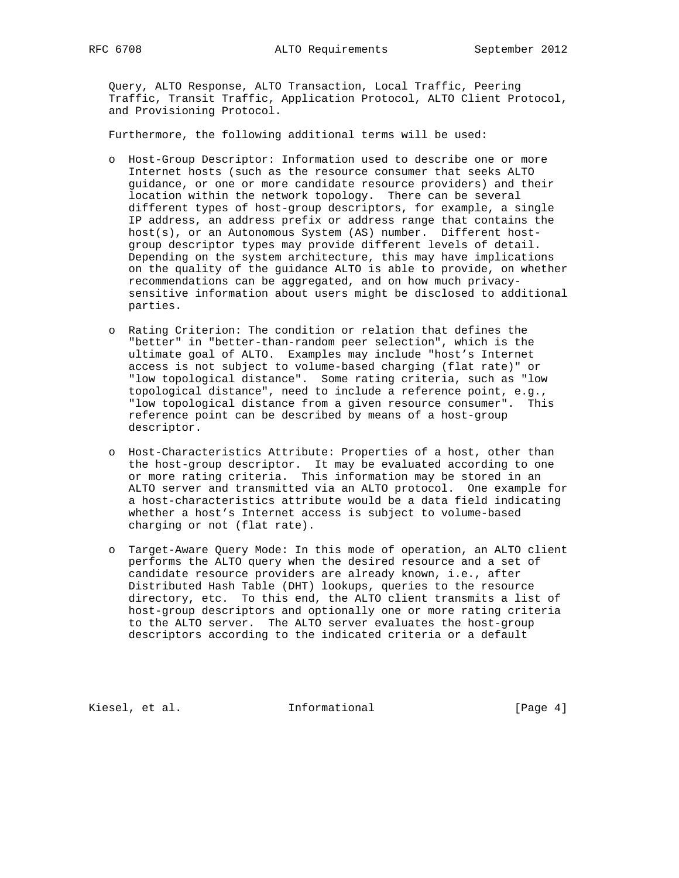Query, ALTO Response, ALTO Transaction, Local Traffic, Peering Traffic, Transit Traffic, Application Protocol, ALTO Client Protocol, and Provisioning Protocol.

Furthermore, the following additional terms will be used:

- Host-Group Descriptor: Information used to describe one or more Internet hosts (such as the resource consumer that seeks ALTO guidance, or one or more candidate resource providers) and their location within the network topology. There can be several different types of host-group descriptors, for example, a single IP address, an address prefix or address range that contains the host(s), or an Autonomous System (AS) number. Different host-group descriptor types may provide different levels of detail. Depending on the system architecture, this may have implications on the quality of the guidance ALTO is able to provide, on whether recommendations can be aggregated, and on how much privacy-sensitive information about users might be disclosed to additional parties.

- Rating Criterion: The condition or relation that defines the "better" in "better-than-random peer selection", which is the ultimate goal of ALTO. Examples may include "host's Internet access is not subject to volume-based charging (flat rate)" or "low topological distance". Some rating criteria, such as "low topological distance", need to include a reference point, e.g., "low topological distance from a given resource consumer". This reference point can be described by means of a host-group descriptor.

- Host-Characteristics Attribute: Properties of a host, other than the host-group descriptor. It may be evaluated according to one or more rating criteria. This information may be stored in an ALTO server and transmitted via an ALTO protocol. One example for a host-characteristics attribute would be a data field indicating whether a host's Internet access is subject to volume-based charging or not (flat rate).

- Target-Aware Query Mode: In this mode of operation, an ALTO client performs the ALTO query when the desired resource and a set of candidate resource providers are already known, i.e., after Distributed Hash Table (DHT) lookups, queries to the resource directory, etc. To this end, the ALTO client transmits a list of host-group descriptors and optionally one or more rating criteria to the ALTO server. The ALTO server evaluates the host-group descriptors according to the indicated criteria or a default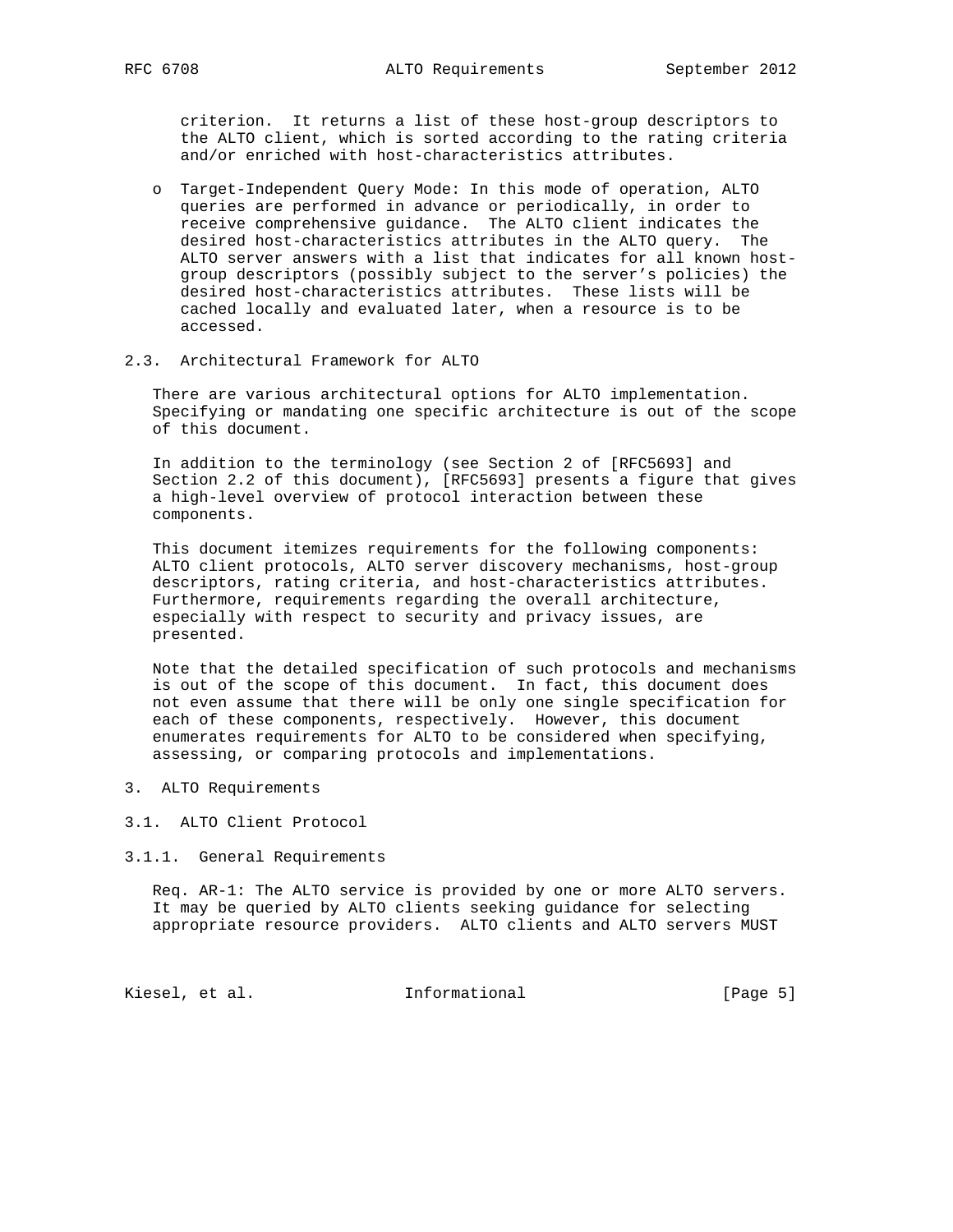criterion. It returns a list of these host-group descriptors to the ALTO client, which is sorted according to the rating criteria and/or enriched with host-characteristics attributes.

- Target-Independent Query Mode: In this mode of operation, ALTO queries are performed in advance or periodically, in order to receive comprehensive guidance. The ALTO client indicates the desired host-characteristics attributes in the ALTO query. The ALTO server answers with a list that indicates for all known host-group descriptors (possibly subject to the server's policies) the desired host-characteristics attributes. These lists will be cached locally and evaluated later, when a resource is to be accessed.

### 2.3. Architectural Framework for ALTO

There are various architectural options for ALTO implementation. Specifying or mandating one specific architecture is out of the scope of this document.

In addition to the terminology (see Section 2 of [RFC5693] and Section 2.2 of this document), [RFC5693] presents a figure that gives a high-level overview of protocol interaction between these components.

This document itemizes requirements for the following components: ALTO client protocols, ALTO server discovery mechanisms, host-group descriptors, rating criteria, and host-characteristics attributes. Furthermore, requirements regarding the overall architecture, especially with respect to security and privacy issues, are presented.

Note that the detailed specification of such protocols and mechanisms is out of the scope of this document. In fact, this document does not even assume that there will be only one single specification for each of these components, respectively. However, this document enumerates requirements for ALTO to be considered when specifying, assessing, or comparing protocols and implementations.

## 3. ALTO Requirements

### 3.1. ALTO Client Protocol

#### 3.1.1. General Requirements

Req. AR-1: The ALTO service is provided by one or more ALTO servers. It may be queried by ALTO clients seeking guidance for selecting appropriate resource providers. ALTO clients and ALTO servers MUST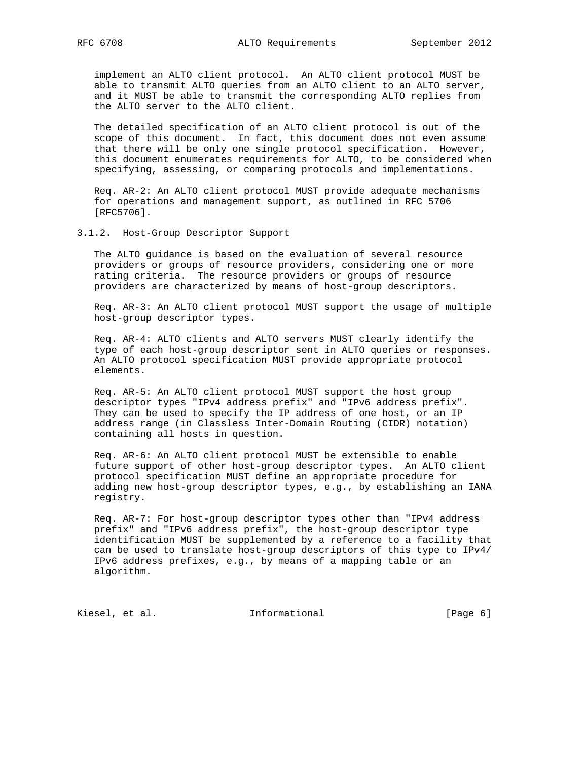implement an ALTO client protocol. An ALTO client protocol MUST be able to transmit ALTO queries from an ALTO client to an ALTO server, and it MUST be able to transmit the corresponding ALTO replies from the ALTO server to the ALTO client.

The detailed specification of an ALTO client protocol is out of the scope of this document. In fact, this document does not even assume that there will be only one single protocol specification. However, this document enumerates requirements for ALTO, to be considered when specifying, assessing, or comparing protocols and implementations.

Req. AR-2: An ALTO client protocol MUST provide adequate mechanisms for operations and management support, as outlined in RFC 5706 [RFC5706].

### 3.1.2. Host-Group Descriptor Support

The ALTO guidance is based on the evaluation of several resource providers or groups of resource providers, considering one or more rating criteria. The resource providers or groups of resource providers are characterized by means of host-group descriptors.

Req. AR-3: An ALTO client protocol MUST support the usage of multiple host-group descriptor types.

Req. AR-4: ALTO clients and ALTO servers MUST clearly identify the type of each host-group descriptor sent in ALTO queries or responses. An ALTO protocol specification MUST provide appropriate protocol elements.

Req. AR-5: An ALTO client protocol MUST support the host group descriptor types "IPv4 address prefix" and "IPv6 address prefix". They can be used to specify the IP address of one host, or an IP address range (in Classless Inter-Domain Routing (CIDR) notation) containing all hosts in question.

Req. AR-6: An ALTO client protocol MUST be extensible to enable future support of other host-group descriptor types. An ALTO client protocol specification MUST define an appropriate procedure for adding new host-group descriptor types, e.g., by establishing an IANA registry.

Req. AR-7: For host-group descriptor types other than "IPv4 address prefix" and "IPv6 address prefix", the host-group descriptor type identification MUST be supplemented by a reference to a facility that can be used to translate host-group descriptors of this type to IPv4/IPv6 address prefixes, e.g., by means of a mapping table or an algorithm.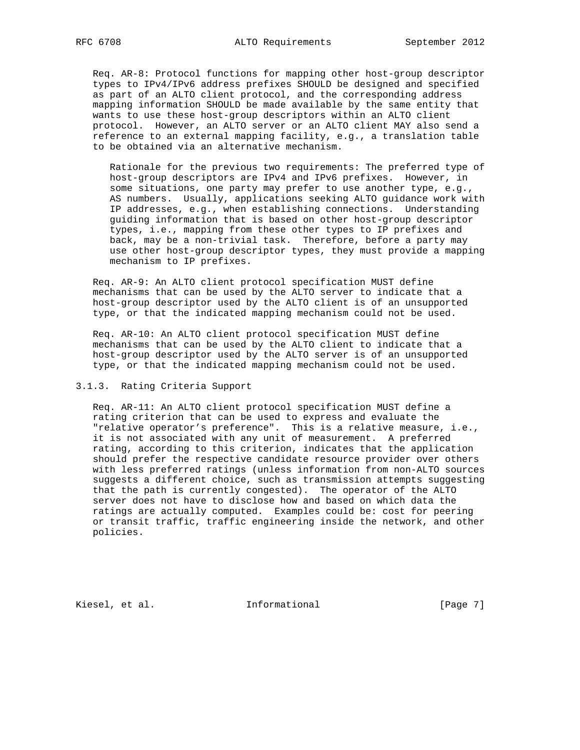Req. AR-8: Protocol functions for mapping other host-group descriptor types to IPv4/IPv6 address prefixes SHOULD be designed and specified as part of an ALTO client protocol, and the corresponding address mapping information SHOULD be made available by the same entity that wants to use these host-group descriptors within an ALTO client protocol. However, an ALTO server or an ALTO client MAY also send a reference to an external mapping facility, e.g., a translation table to be obtained via an alternative mechanism.

> Rationale for the previous two requirements: The preferred type of host-group descriptors are IPv4 and IPv6 prefixes. However, in some situations, one party may prefer to use another type, e.g., AS numbers. Usually, applications seeking ALTO guidance work with IP addresses, e.g., when establishing connections. Understanding guiding information that is based on other host-group descriptor types, i.e., mapping from these other types to IP prefixes and back, may be a non-trivial task. Therefore, before a party may use other host-group descriptor types, they must provide a mapping mechanism to IP prefixes.

Req. AR-9: An ALTO client protocol specification MUST define mechanisms that can be used by the ALTO server to indicate that a host-group descriptor used by the ALTO client is of an unsupported type, or that the indicated mapping mechanism could not be used.

Req. AR-10: An ALTO client protocol specification MUST define mechanisms that can be used by the ALTO client to indicate that a host-group descriptor used by the ALTO server is of an unsupported type, or that the indicated mapping mechanism could not be used.

### 3.1.3. Rating Criteria Support

Req. AR-11: An ALTO client protocol specification MUST define a rating criterion that can be used to express and evaluate the "relative operator’s preference". This is a relative measure, i.e., it is not associated with any unit of measurement. A preferred rating, according to this criterion, indicates that the application should prefer the respective candidate resource provider over others with less preferred ratings (unless information from non-ALTO sources suggests a different choice, such as transmission attempts suggesting that the path is currently congested). The operator of the ALTO server does not have to disclose how and based on which data the ratings are actually computed. Examples could be: cost for peering or transit traffic, traffic engineering inside the network, and other policies.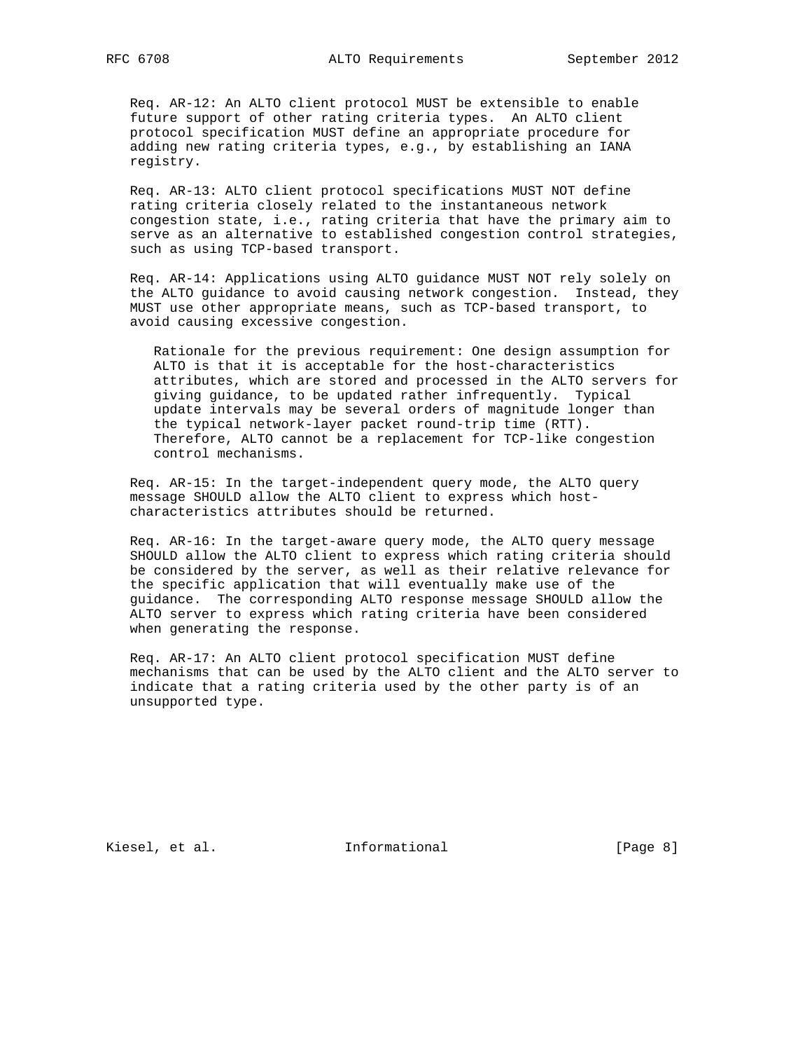Req. AR-12: An ALTO client protocol MUST be extensible to enable future support of other rating criteria types. An ALTO client protocol specification MUST define an appropriate procedure for adding new rating criteria types, e.g., by establishing an IANA registry.

Req. AR-13: ALTO client protocol specifications MUST NOT define rating criteria closely related to the instantaneous network congestion state, i.e., rating criteria that have the primary aim to serve as an alternative to established congestion control strategies, such as using TCP-based transport.

Req. AR-14: Applications using ALTO guidance MUST NOT rely solely on the ALTO guidance to avoid causing network congestion. Instead, they MUST use other appropriate means, such as TCP-based transport, to avoid causing excessive congestion.

> Rationale for the previous requirement: One design assumption for ALTO is that it is acceptable for the host-characteristics attributes, which are stored and processed in the ALTO servers for giving guidance, to be updated rather infrequently. Typical update intervals may be several orders of magnitude longer than the typical network-layer packet round-trip time (RTT). Therefore, ALTO cannot be a replacement for TCP-like congestion control mechanisms.

Req. AR-15: In the target-independent query mode, the ALTO query message SHOULD allow the ALTO client to express which host-characteristics attributes should be returned.

Req. AR-16: In the target-aware query mode, the ALTO query message SHOULD allow the ALTO client to express which rating criteria should be considered by the server, as well as their relative relevance for the specific application that will eventually make use of the guidance. The corresponding ALTO response message SHOULD allow the ALTO server to express which rating criteria have been considered when generating the response.

Req. AR-17: An ALTO client protocol specification MUST define mechanisms that can be used by the ALTO client and the ALTO server to indicate that a rating criteria used by the other party is of an unsupported type.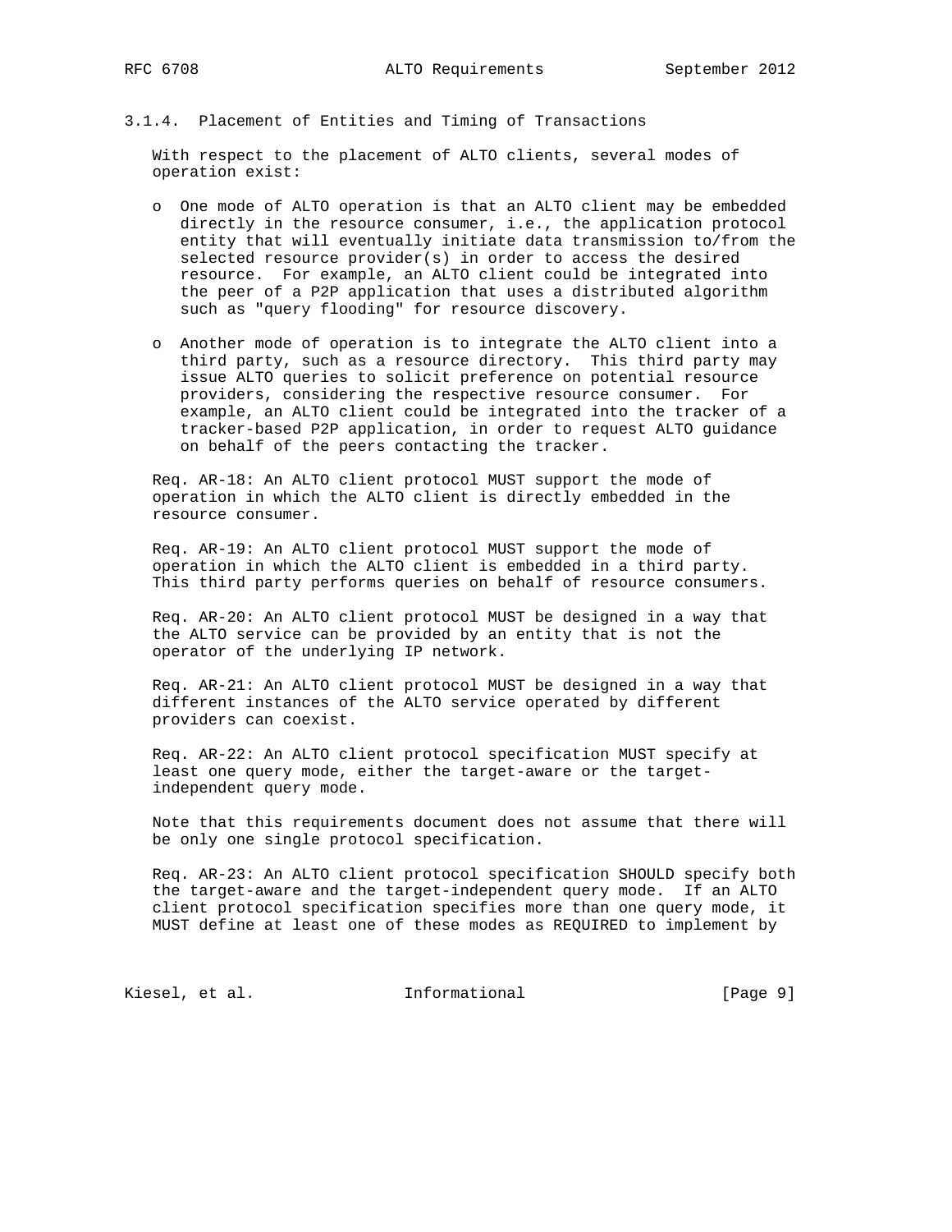### 3.1.4. Placement of Entities and Timing of Transactions

With respect to the placement of ALTO clients, several modes of operation exist:

- One mode of ALTO operation is that an ALTO client may be embedded directly in the resource consumer, i.e., the application protocol entity that will eventually initiate data transmission to/from the selected resource provider(s) in order to access the desired resource. For example, an ALTO client could be integrated into the peer of a P2P application that uses a distributed algorithm such as "query flooding" for resource discovery.

- Another mode of operation is to integrate the ALTO client into a third party, such as a resource directory. This third party may issue ALTO queries to solicit preference on potential resource providers, considering the respective resource consumer. For example, an ALTO client could be integrated into the tracker of a tracker-based P2P application, in order to request ALTO guidance on behalf of the peers contacting the tracker.

Req. AR-18: An ALTO client protocol MUST support the mode of operation in which the ALTO client is directly embedded in the resource consumer.

Req. AR-19: An ALTO client protocol MUST support the mode of operation in which the ALTO client is embedded in a third party. This third party performs queries on behalf of resource consumers.

Req. AR-20: An ALTO client protocol MUST be designed in a way that the ALTO service can be provided by an entity that is not the operator of the underlying IP network.

Req. AR-21: An ALTO client protocol MUST be designed in a way that different instances of the ALTO service operated by different providers can coexist.

Req. AR-22: An ALTO client protocol specification MUST specify at least one query mode, either the target-aware or the target-independent query mode.

Note that this requirements document does not assume that there will be only one single protocol specification.

Req. AR-23: An ALTO client protocol specification SHOULD specify both the target-aware and the target-independent query mode. If an ALTO client protocol specification specifies more than one query mode, it MUST define at least one of these modes as REQUIRED to implement by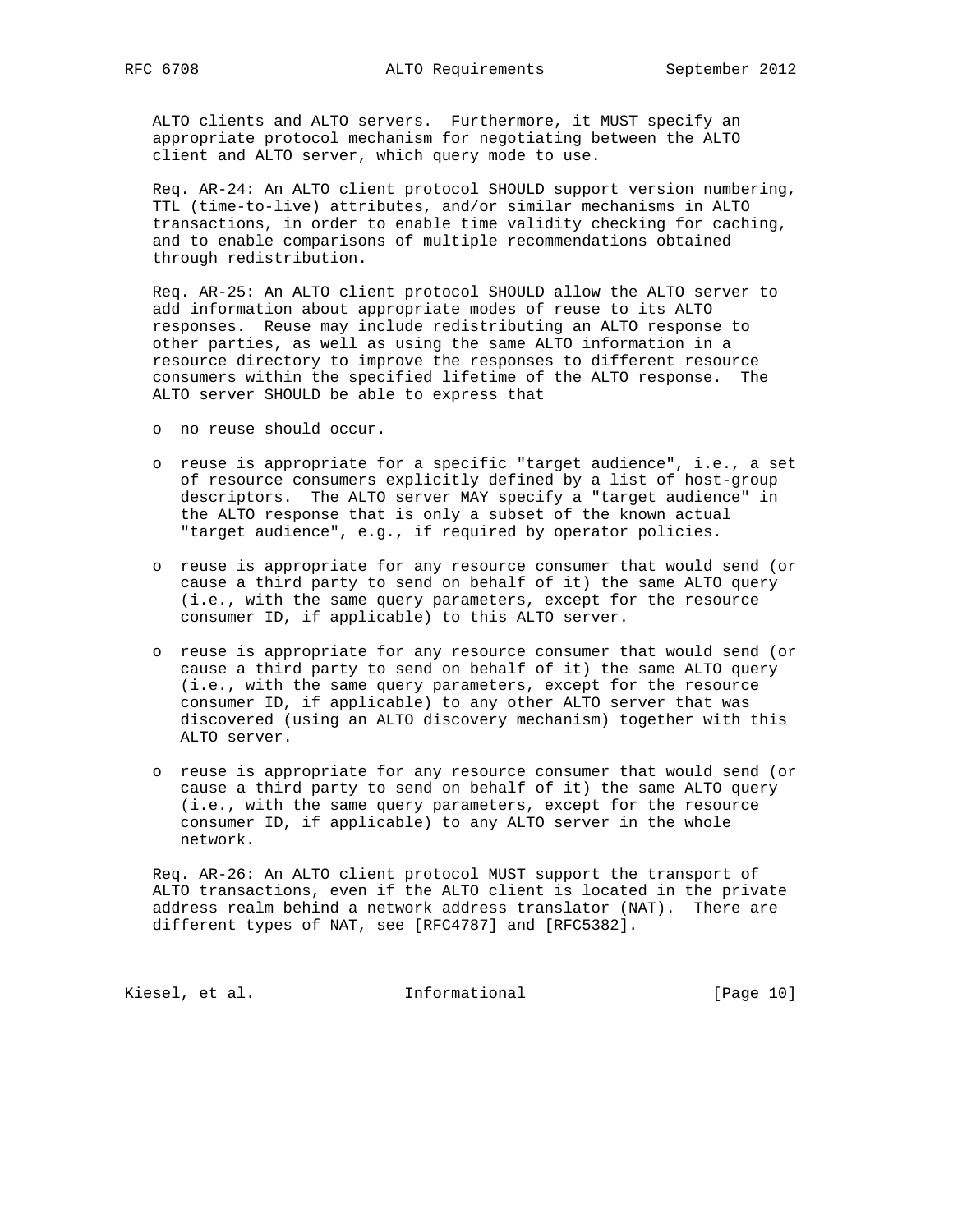ALTO clients and ALTO servers. Furthermore, it MUST specify an appropriate protocol mechanism for negotiating between the ALTO client and ALTO server, which query mode to use.

Req. AR-24: An ALTO client protocol SHOULD support version numbering, TTL (time-to-live) attributes, and/or similar mechanisms in ALTO transactions, in order to enable time validity checking for caching, and to enable comparisons of multiple recommendations obtained through redistribution.

Req. AR-25: An ALTO client protocol SHOULD allow the ALTO server to add information about appropriate modes of reuse to its ALTO responses. Reuse may include redistributing an ALTO response to other parties, as well as using the same ALTO information in a resource directory to improve the responses to different resource consumers within the specified lifetime of the ALTO response. The ALTO server SHOULD be able to express that

- no reuse should occur.

- reuse is appropriate for a specific "target audience", i.e., a set of resource consumers explicitly defined by a list of host-group descriptors. The ALTO server MAY specify a "target audience" in the ALTO response that is only a subset of the known actual "target audience", e.g., if required by operator policies.

- reuse is appropriate for any resource consumer that would send (or cause a third party to send on behalf of it) the same ALTO query (i.e., with the same query parameters, except for the resource consumer ID, if applicable) to this ALTO server.

- reuse is appropriate for any resource consumer that would send (or cause a third party to send on behalf of it) the same ALTO query (i.e., with the same query parameters, except for the resource consumer ID, if applicable) to any other ALTO server that was discovered (using an ALTO discovery mechanism) together with this ALTO server.

- reuse is appropriate for any resource consumer that would send (or cause a third party to send on behalf of it) the same ALTO query (i.e., with the same query parameters, except for the resource consumer ID, if applicable) to any ALTO server in the whole network.

Req. AR-26: An ALTO client protocol MUST support the transport of ALTO transactions, even if the ALTO client is located in the private address realm behind a network address translator (NAT). There are different types of NAT, see [RFC4787] and [RFC5382].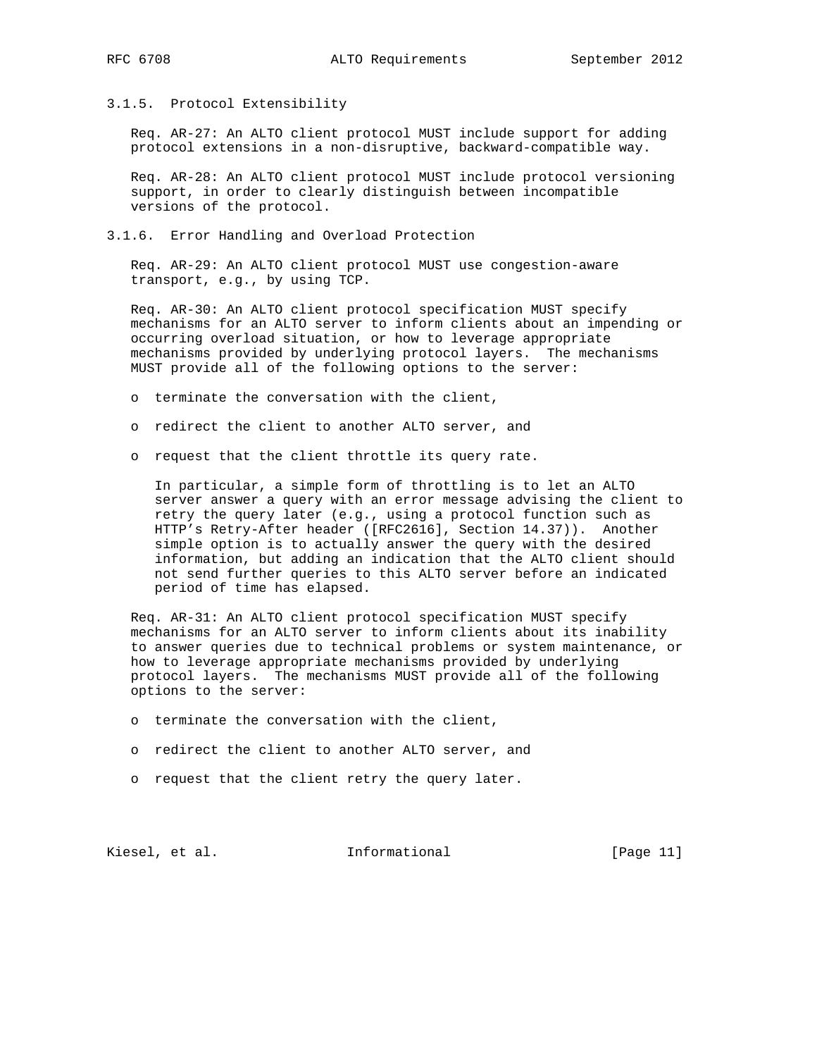### 3.1.5. Protocol Extensibility

Req. AR-27: An ALTO client protocol MUST include support for adding protocol extensions in a non-disruptive, backward-compatible way.

Req. AR-28: An ALTO client protocol MUST include protocol versioning support, in order to clearly distinguish between incompatible versions of the protocol.

### 3.1.6. Error Handling and Overload Protection

Req. AR-29: An ALTO client protocol MUST use congestion-aware transport, e.g., by using TCP.

Req. AR-30: An ALTO client protocol specification MUST specify mechanisms for an ALTO server to inform clients about an impending or occurring overload situation, or how to leverage appropriate mechanisms provided by underlying protocol layers. The mechanisms MUST provide all of the following options to the server:

- terminate the conversation with the client,
- redirect the client to another ALTO server, and
- request that the client throttle its query rate.

  In particular, a simple form of throttling is to let an ALTO server answer a query with an error message advising the client to retry the query later (e.g., using a protocol function such as HTTP's Retry-After header ([RFC2616], Section 14.37)). Another simple option is to actually answer the query with the desired information, but adding an indication that the ALTO client should not send further queries to this ALTO server before an indicated period of time has elapsed.

Req. AR-31: An ALTO client protocol specification MUST specify mechanisms for an ALTO server to inform clients about its inability to answer queries due to technical problems or system maintenance, or how to leverage appropriate mechanisms provided by underlying protocol layers. The mechanisms MUST provide all of the following options to the server:

- terminate the conversation with the client,
- redirect the client to another ALTO server, and
- request that the client retry the query later.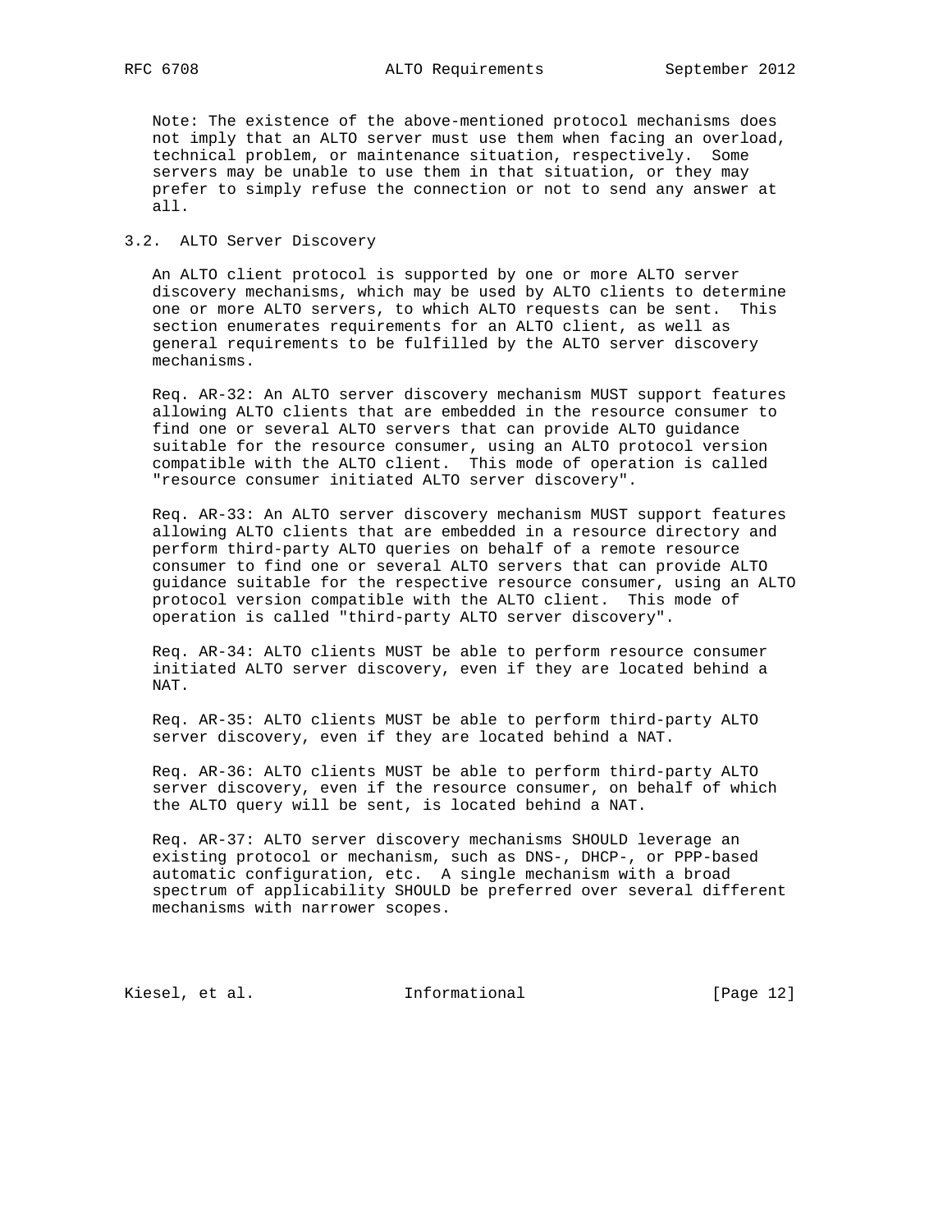Note: The existence of the above-mentioned protocol mechanisms does not imply that an ALTO server must use them when facing an overload, technical problem, or maintenance situation, respectively. Some servers may be unable to use them in that situation, or they may prefer to simply refuse the connection or not to send any answer at all.

## 3.2. ALTO Server Discovery

An ALTO client protocol is supported by one or more ALTO server discovery mechanisms, which may be used by ALTO clients to determine one or more ALTO servers, to which ALTO requests can be sent. This section enumerates requirements for an ALTO client, as well as general requirements to be fulfilled by the ALTO server discovery mechanisms.

Req. AR-32: An ALTO server discovery mechanism MUST support features allowing ALTO clients that are embedded in the resource consumer to find one or several ALTO servers that can provide ALTO guidance suitable for the resource consumer, using an ALTO protocol version compatible with the ALTO client. This mode of operation is called "resource consumer initiated ALTO server discovery".

Req. AR-33: An ALTO server discovery mechanism MUST support features allowing ALTO clients that are embedded in a resource directory and perform third-party ALTO queries on behalf of a remote resource consumer to find one or several ALTO servers that can provide ALTO guidance suitable for the respective resource consumer, using an ALTO protocol version compatible with the ALTO client. This mode of operation is called "third-party ALTO server discovery".

Req. AR-34: ALTO clients MUST be able to perform resource consumer initiated ALTO server discovery, even if they are located behind a NAT.

Req. AR-35: ALTO clients MUST be able to perform third-party ALTO server discovery, even if they are located behind a NAT.

Req. AR-36: ALTO clients MUST be able to perform third-party ALTO server discovery, even if the resource consumer, on behalf of which the ALTO query will be sent, is located behind a NAT.

Req. AR-37: ALTO server discovery mechanisms SHOULD leverage an existing protocol or mechanism, such as DNS-, DHCP-, or PPP-based automatic configuration, etc. A single mechanism with a broad spectrum of applicability SHOULD be preferred over several different mechanisms with narrower scopes.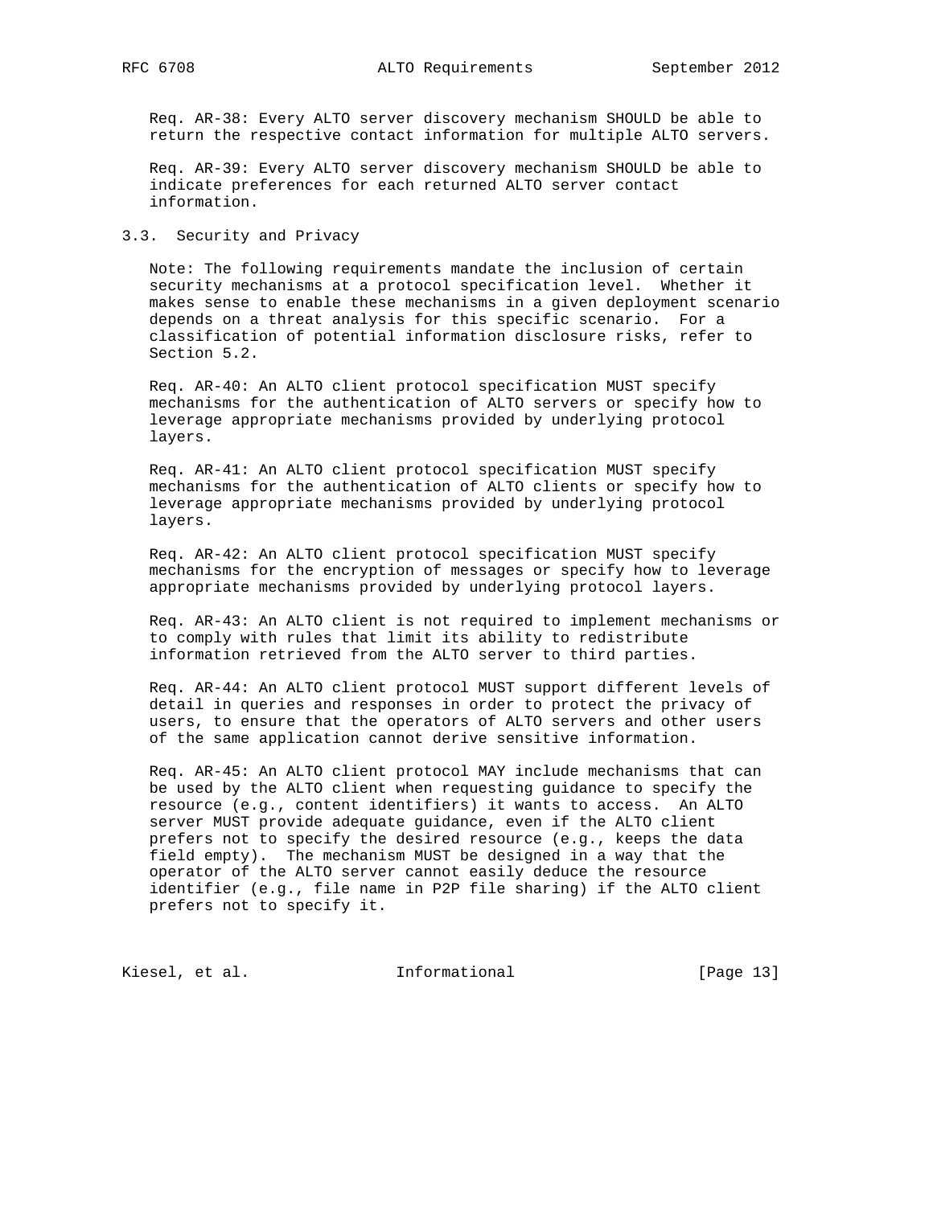Req. AR-38: Every ALTO server discovery mechanism SHOULD be able to return the respective contact information for multiple ALTO servers.

Req. AR-39: Every ALTO server discovery mechanism SHOULD be able to indicate preferences for each returned ALTO server contact information.

### 3.3. Security and Privacy

Note: The following requirements mandate the inclusion of certain security mechanisms at a protocol specification level. Whether it makes sense to enable these mechanisms in a given deployment scenario depends on a threat analysis for this specific scenario. For a classification of potential information disclosure risks, refer to Section 5.2.

Req. AR-40: An ALTO client protocol specification MUST specify mechanisms for the authentication of ALTO servers or specify how to leverage appropriate mechanisms provided by underlying protocol layers.

Req. AR-41: An ALTO client protocol specification MUST specify mechanisms for the authentication of ALTO clients or specify how to leverage appropriate mechanisms provided by underlying protocol layers.

Req. AR-42: An ALTO client protocol specification MUST specify mechanisms for the encryption of messages or specify how to leverage appropriate mechanisms provided by underlying protocol layers.

Req. AR-43: An ALTO client is not required to implement mechanisms or to comply with rules that limit its ability to redistribute information retrieved from the ALTO server to third parties.

Req. AR-44: An ALTO client protocol MUST support different levels of detail in queries and responses in order to protect the privacy of users, to ensure that the operators of ALTO servers and other users of the same application cannot derive sensitive information.

Req. AR-45: An ALTO client protocol MAY include mechanisms that can be used by the ALTO client when requesting guidance to specify the resource (e.g., content identifiers) it wants to access. An ALTO server MUST provide adequate guidance, even if the ALTO client prefers not to specify the desired resource (e.g., keeps the data field empty). The mechanism MUST be designed in a way that the operator of the ALTO server cannot easily deduce the resource identifier (e.g., file name in P2P file sharing) if the ALTO client prefers not to specify it.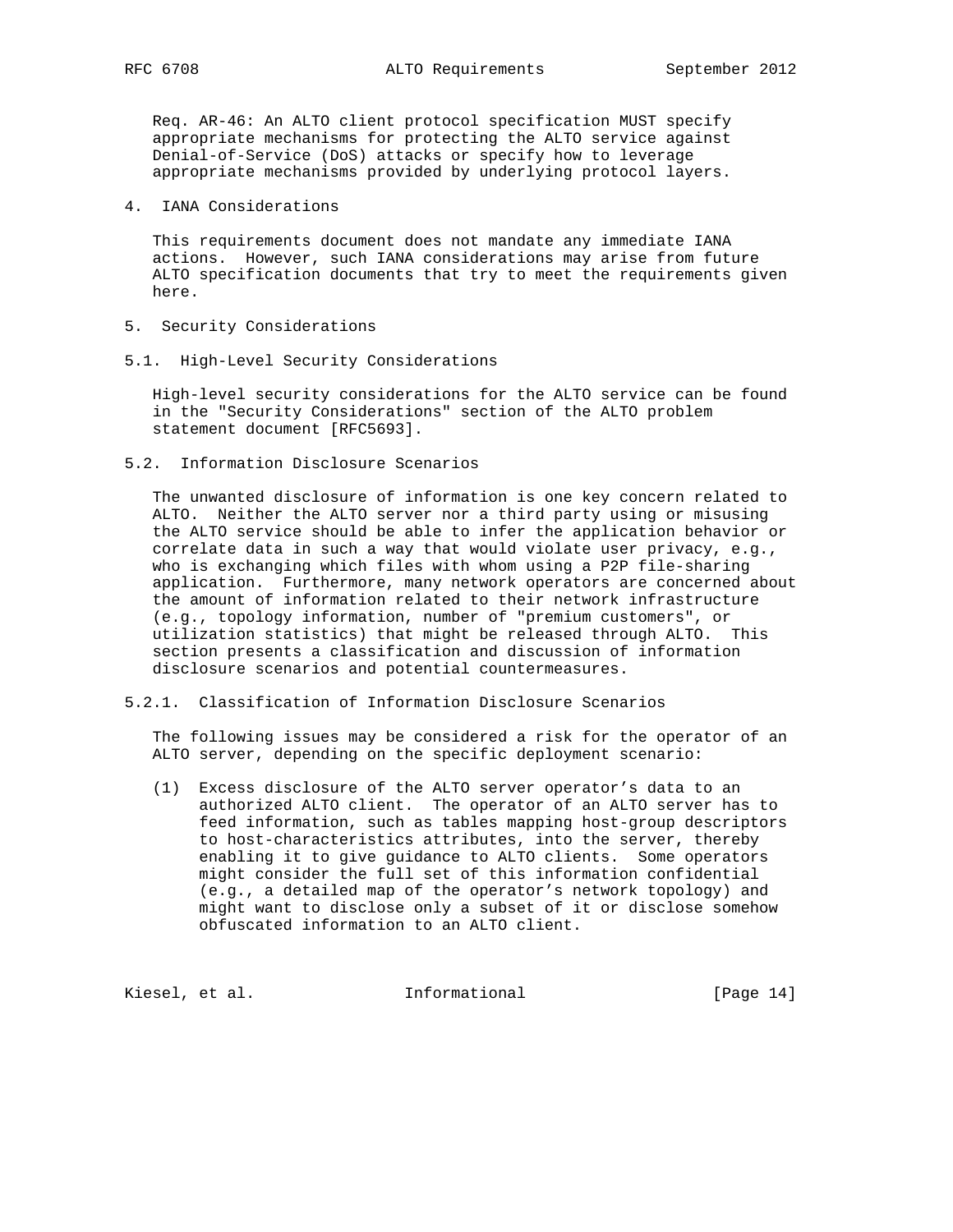Req. AR-46: An ALTO client protocol specification MUST specify appropriate mechanisms for protecting the ALTO service against Denial-of-Service (DoS) attacks or specify how to leverage appropriate mechanisms provided by underlying protocol layers.

# 4. IANA Considerations

This requirements document does not mandate any immediate IANA actions. However, such IANA considerations may arise from future ALTO specification documents that try to meet the requirements given here.

# 5. Security Considerations

## 5.1. High-Level Security Considerations

High-level security considerations for the ALTO service can be found in the "Security Considerations" section of the ALTO problem statement document [RFC5693].

## 5.2. Information Disclosure Scenarios

The unwanted disclosure of information is one key concern related to ALTO. Neither the ALTO server nor a third party using or misusing the ALTO service should be able to infer the application behavior or correlate data in such a way that would violate user privacy, e.g., who is exchanging which files with whom using a P2P file-sharing application. Furthermore, many network operators are concerned about the amount of information related to their network infrastructure (e.g., topology information, number of "premium customers", or utilization statistics) that might be released through ALTO. This section presents a classification and discussion of information disclosure scenarios and potential countermeasures.

### 5.2.1. Classification of Information Disclosure Scenarios

The following issues may be considered a risk for the operator of an ALTO server, depending on the specific deployment scenario:

(1) Excess disclosure of the ALTO server operator's data to an authorized ALTO client. The operator of an ALTO server has to feed information, such as tables mapping host-group descriptors to host-characteristics attributes, into the server, thereby enabling it to give guidance to ALTO clients. Some operators might consider the full set of this information confidential (e.g., a detailed map of the operator's network topology) and might want to disclose only a subset of it or disclose somehow obfuscated information to an ALTO client.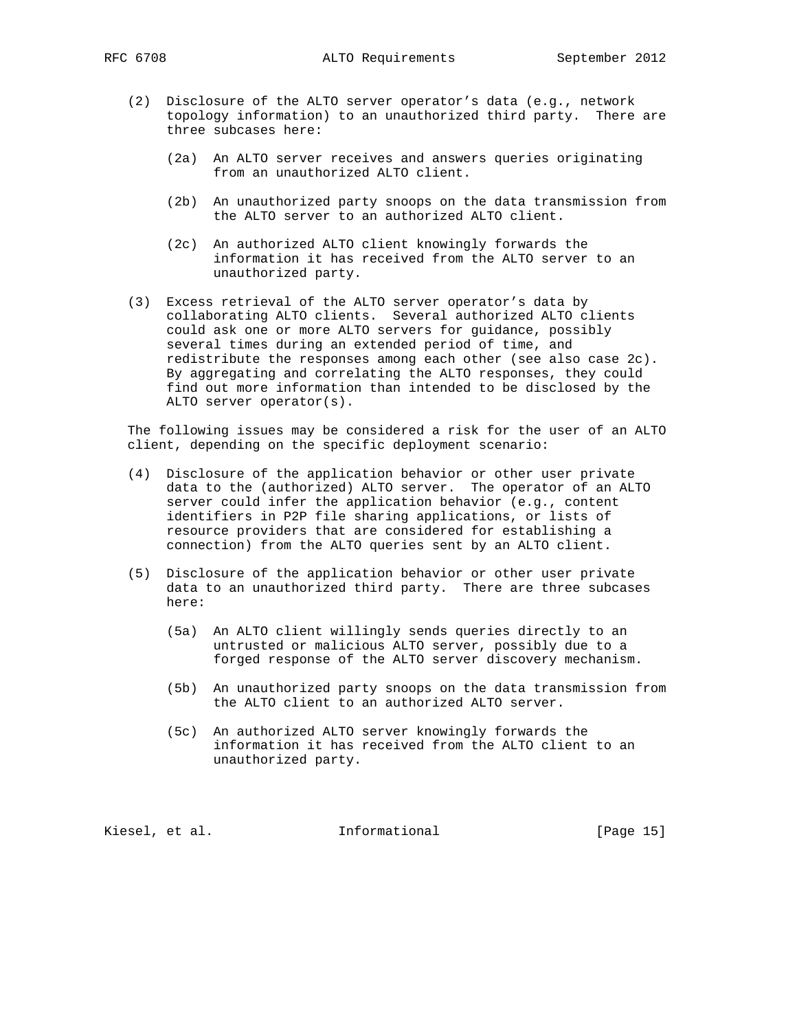(2) Disclosure of the ALTO server operator's data (e.g., network topology information) to an unauthorized third party. There are three subcases here:

   (2a) An ALTO server receives and answers queries originating from an unauthorized ALTO client.

   (2b) An unauthorized party snoops on the data transmission from the ALTO server to an authorized ALTO client.

   (2c) An authorized ALTO client knowingly forwards the information it has received from the ALTO server to an unauthorized party.

(3) Excess retrieval of the ALTO server operator's data by collaborating ALTO clients. Several authorized ALTO clients could ask one or more ALTO servers for guidance, possibly several times during an extended period of time, and redistribute the responses among each other (see also case 2c). By aggregating and correlating the ALTO responses, they could find out more information than intended to be disclosed by the ALTO server operator(s).

The following issues may be considered a risk for the user of an ALTO client, depending on the specific deployment scenario:

(4) Disclosure of the application behavior or other user private data to the (authorized) ALTO server. The operator of an ALTO server could infer the application behavior (e.g., content identifiers in P2P file sharing applications, or lists of resource providers that are considered for establishing a connection) from the ALTO queries sent by an ALTO client.

(5) Disclosure of the application behavior or other user private data to an unauthorized third party. There are three subcases here:

   (5a) An ALTO client willingly sends queries directly to an untrusted or malicious ALTO server, possibly due to a forged response of the ALTO server discovery mechanism.

   (5b) An unauthorized party snoops on the data transmission from the ALTO client to an authorized ALTO server.

   (5c) An authorized ALTO server knowingly forwards the information it has received from the ALTO client to an unauthorized party.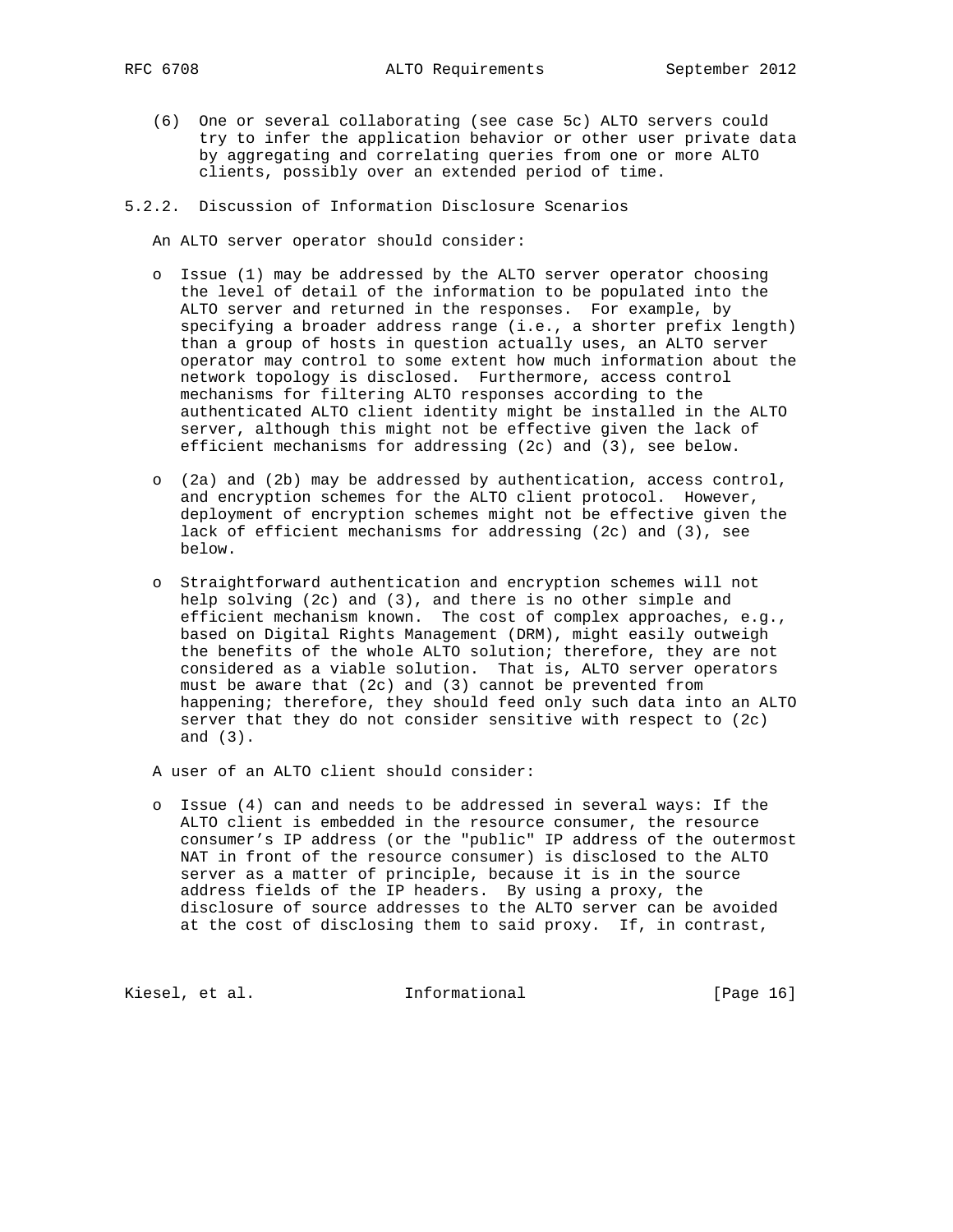(6) One or several collaborating (see case 5c) ALTO servers could try to infer the application behavior or other user private data by aggregating and correlating queries from one or more ALTO clients, possibly over an extended period of time.

### 5.2.2. Discussion of Information Disclosure Scenarios

An ALTO server operator should consider:

- Issue (1) may be addressed by the ALTO server operator choosing the level of detail of the information to be populated into the ALTO server and returned in the responses. For example, by specifying a broader address range (i.e., a shorter prefix length) than a group of hosts in question actually uses, an ALTO server operator may control to some extent how much information about the network topology is disclosed. Furthermore, access control mechanisms for filtering ALTO responses according to the authenticated ALTO client identity might be installed in the ALTO server, although this might not be effective given the lack of efficient mechanisms for addressing (2c) and (3), see below.

- (2a) and (2b) may be addressed by authentication, access control, and encryption schemes for the ALTO client protocol. However, deployment of encryption schemes might not be effective given the lack of efficient mechanisms for addressing (2c) and (3), see below.

- Straightforward authentication and encryption schemes will not help solving (2c) and (3), and there is no other simple and efficient mechanism known. The cost of complex approaches, e.g., based on Digital Rights Management (DRM), might easily outweigh the benefits of the whole ALTO solution; therefore, they are not considered as a viable solution. That is, ALTO server operators must be aware that (2c) and (3) cannot be prevented from happening; therefore, they should feed only such data into an ALTO server that they do not consider sensitive with respect to (2c) and (3).

A user of an ALTO client should consider:

- Issue (4) can and needs to be addressed in several ways: If the ALTO client is embedded in the resource consumer, the resource consumer's IP address (or the "public" IP address of the outermost NAT in front of the resource consumer) is disclosed to the ALTO server as a matter of principle, because it is in the source address fields of the IP headers. By using a proxy, the disclosure of source addresses to the ALTO server can be avoided at the cost of disclosing them to said proxy. If, in contrast,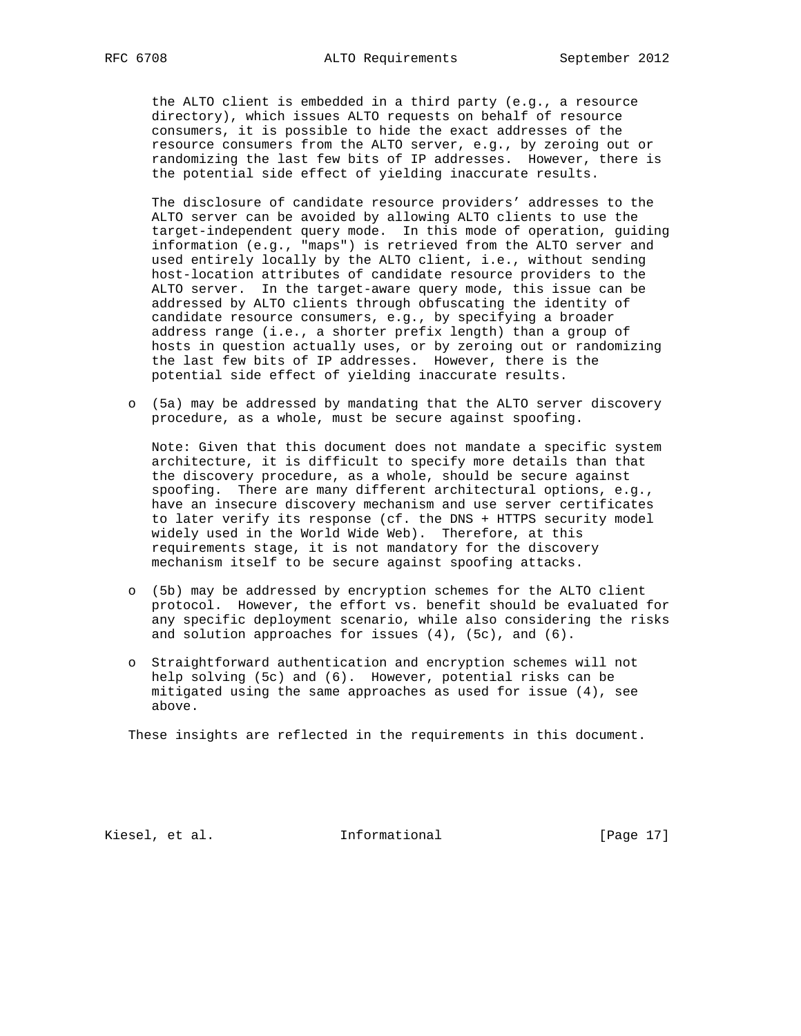the ALTO client is embedded in a third party (e.g., a resource directory), which issues ALTO requests on behalf of resource consumers, it is possible to hide the exact addresses of the resource consumers from the ALTO server, e.g., by zeroing out or randomizing the last few bits of IP addresses. However, there is the potential side effect of yielding inaccurate results.

The disclosure of candidate resource providers' addresses to the ALTO server can be avoided by allowing ALTO clients to use the target-independent query mode. In this mode of operation, guiding information (e.g., "maps") is retrieved from the ALTO server and used entirely locally by the ALTO client, i.e., without sending host-location attributes of candidate resource providers to the ALTO server. In the target-aware query mode, this issue can be addressed by ALTO clients through obfuscating the identity of candidate resource consumers, e.g., by specifying a broader address range (i.e., a shorter prefix length) than a group of hosts in question actually uses, or by zeroing out or randomizing the last few bits of IP addresses. However, there is the potential side effect of yielding inaccurate results.

- (5a) may be addressed by mandating that the ALTO server discovery procedure, as a whole, must be secure against spoofing.

  Note: Given that this document does not mandate a specific system architecture, it is difficult to specify more details than that the discovery procedure, as a whole, should be secure against spoofing. There are many different architectural options, e.g., have an insecure discovery mechanism and use server certificates to later verify its response (cf. the DNS + HTTPS security model widely used in the World Wide Web). Therefore, at this requirements stage, it is not mandatory for the discovery mechanism itself to be secure against spoofing attacks.

- (5b) may be addressed by encryption schemes for the ALTO client protocol. However, the effort vs. benefit should be evaluated for any specific deployment scenario, while also considering the risks and solution approaches for issues (4), (5c), and (6).

- Straightforward authentication and encryption schemes will not help solving (5c) and (6). However, potential risks can be mitigated using the same approaches as used for issue (4), see above.

These insights are reflected in the requirements in this document.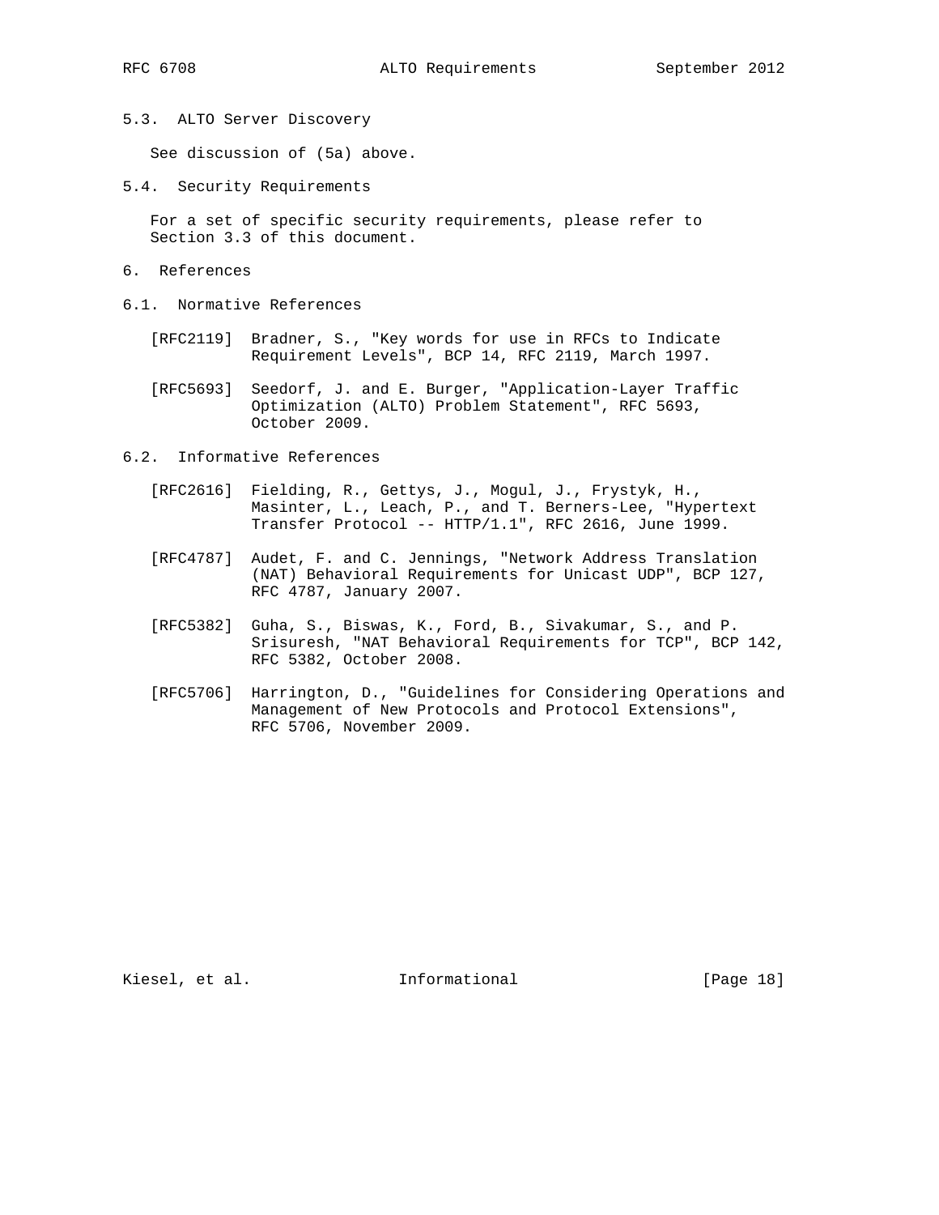### 5.3. ALTO Server Discovery

See discussion of (5a) above.

### 5.4. Security Requirements

For a set of specific security requirements, please refer to Section 3.3 of this document.

## 6. References

### 6.1. Normative References

[RFC2119] Bradner, S., "Key words for use in RFCs to Indicate Requirement Levels", BCP 14, RFC 2119, March 1997.

[RFC5693] Seedorf, J. and E. Burger, "Application-Layer Traffic Optimization (ALTO) Problem Statement", RFC 5693, October 2009.

### 6.2. Informative References

[RFC2616] Fielding, R., Gettys, J., Mogul, J., Frystyk, H., Masinter, L., Leach, P., and T. Berners-Lee, "Hypertext Transfer Protocol -- HTTP/1.1", RFC 2616, June 1999.

[RFC4787] Audet, F. and C. Jennings, "Network Address Translation (NAT) Behavioral Requirements for Unicast UDP", BCP 127, RFC 4787, January 2007.

[RFC5382] Guha, S., Biswas, K., Ford, B., Sivakumar, S., and P. Srisuresh, "NAT Behavioral Requirements for TCP", BCP 142, RFC 5382, October 2008.

[RFC5706] Harrington, D., "Guidelines for Considering Operations and Management of New Protocols and Protocol Extensions", RFC 5706, November 2009.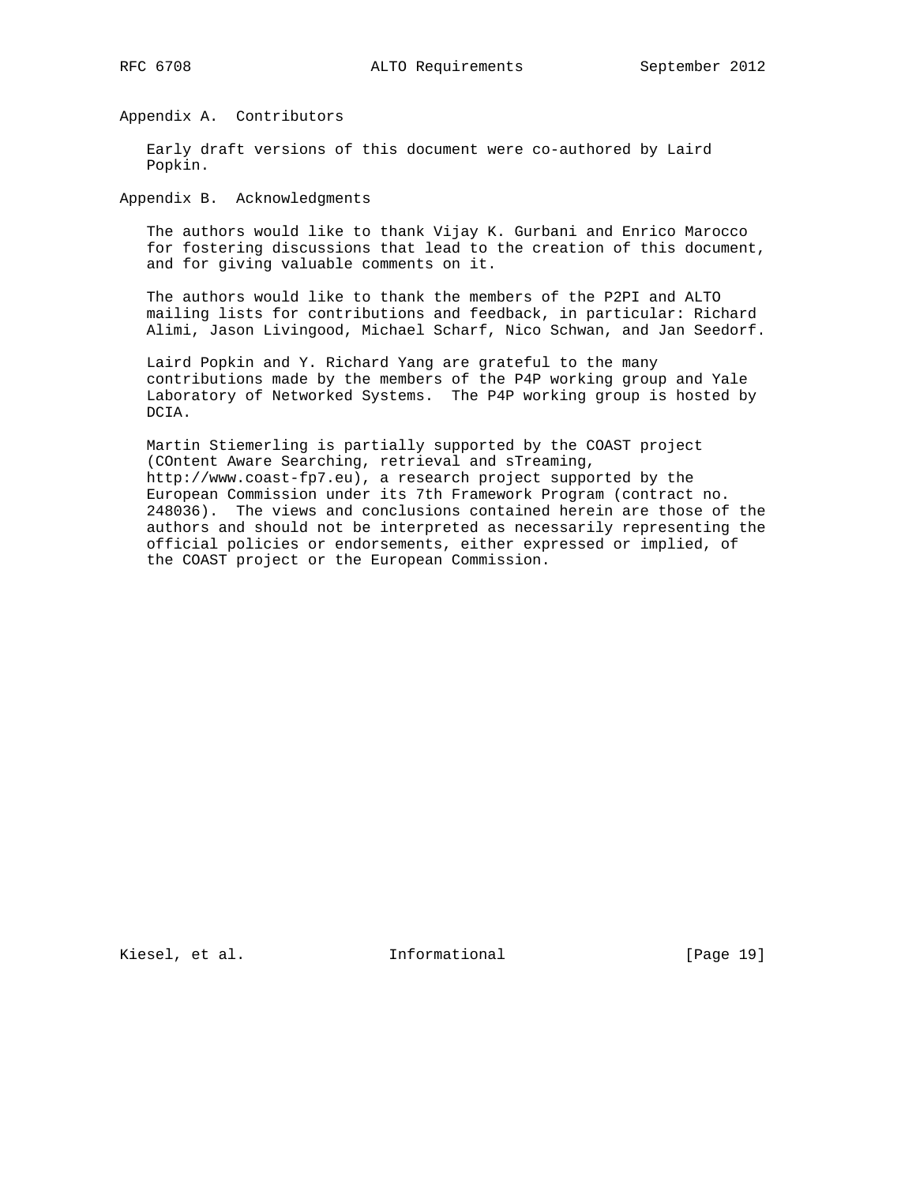## Appendix A. Contributors

Early draft versions of this document were co-authored by Laird Popkin.

## Appendix B. Acknowledgments

The authors would like to thank Vijay K. Gurbani and Enrico Marocco for fostering discussions that lead to the creation of this document, and for giving valuable comments on it.

The authors would like to thank the members of the P2PI and ALTO mailing lists for contributions and feedback, in particular: Richard Alimi, Jason Livingood, Michael Scharf, Nico Schwan, and Jan Seedorf.

Laird Popkin and Y. Richard Yang are grateful to the many contributions made by the members of the P4P working group and Yale Laboratory of Networked Systems. The P4P working group is hosted by DCIA.

Martin Stiemerling is partially supported by the COAST project (COntent Aware Searching, retrieval and sTreaming, http://www.coast-fp7.eu), a research project supported by the European Commission under its 7th Framework Program (contract no. 248036). The views and conclusions contained herein are those of the authors and should not be interpreted as necessarily representing the official policies or endorsements, either expressed or implied, of the COAST project or the European Commission.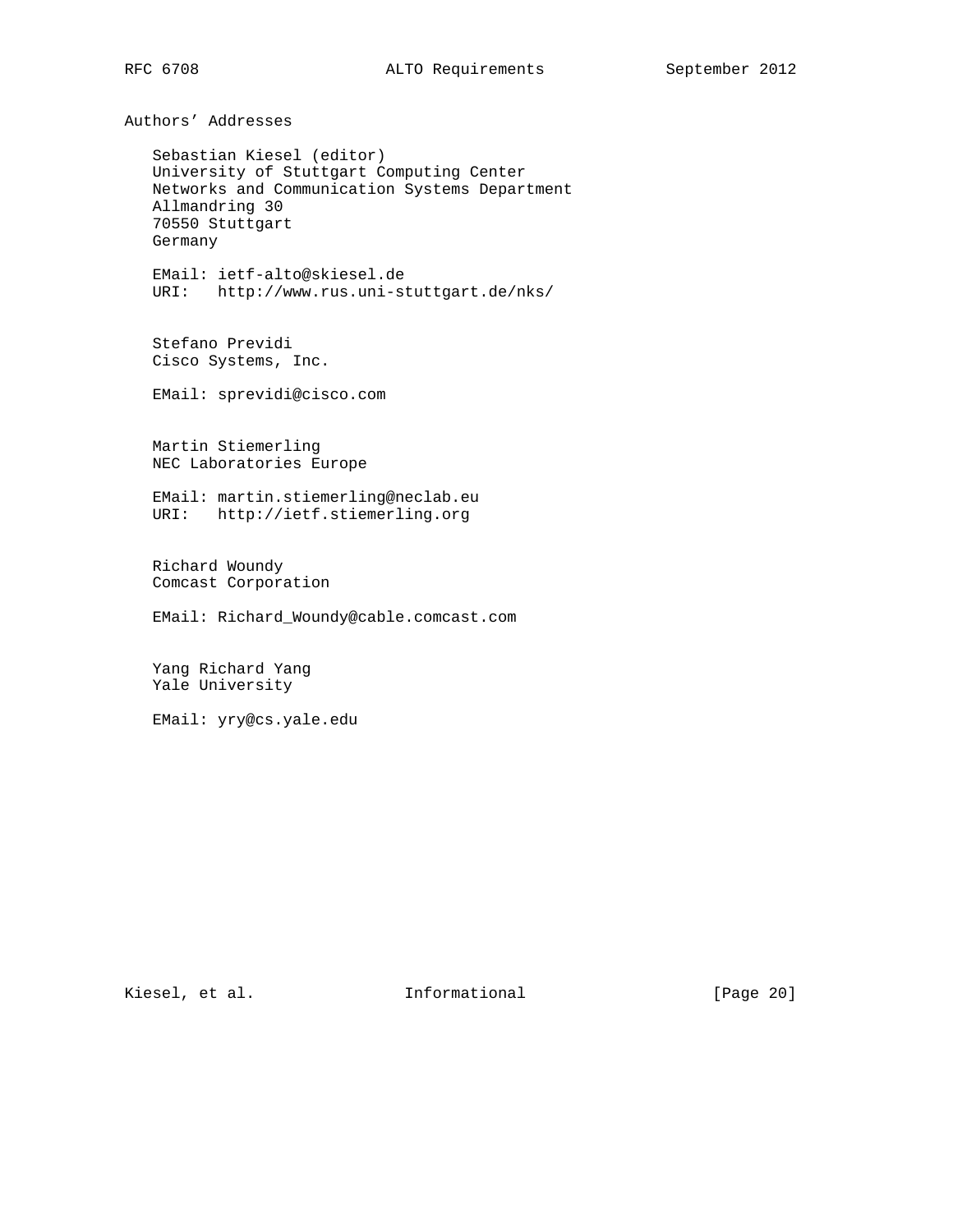## Authors' Addresses

Sebastian Kiesel (editor)
University of Stuttgart Computing Center
Networks and Communication Systems Department
Allmandring 30
70550 Stuttgart
Germany

EMail: ietf-alto@skiesel.de
URI: http://www.rus.uni-stuttgart.de/nks/

Stefano Previdi
Cisco Systems, Inc.

EMail: sprevidi@cisco.com

Martin Stiemerling
NEC Laboratories Europe

EMail: martin.stiemerling@neclab.eu
URI: http://ietf.stiemerling.org

Richard Woundy
Comcast Corporation

EMail: Richard_Woundy@cable.comcast.com

Yang Richard Yang
Yale University

EMail: yry@cs.yale.edu